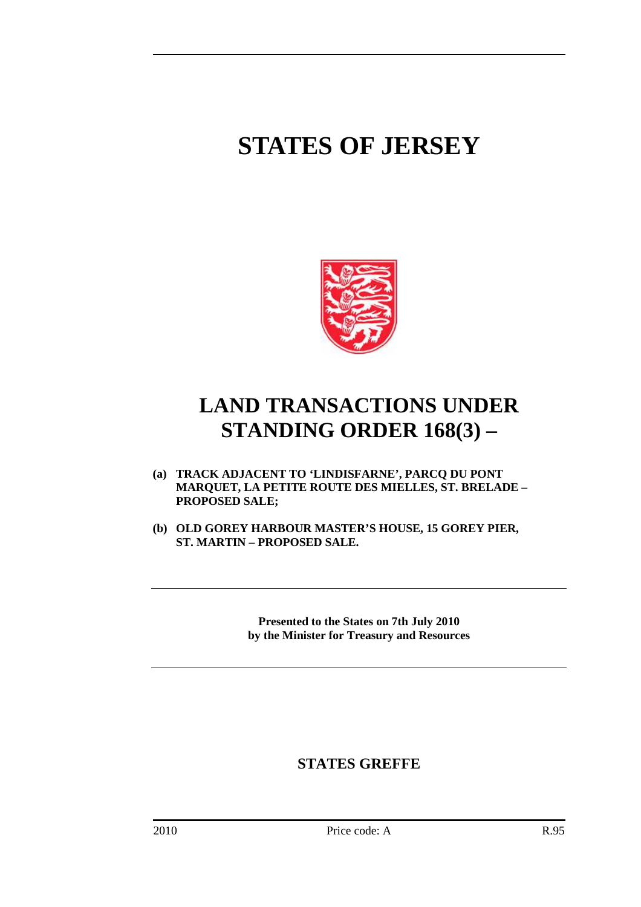# STATES OF JERSEY

# LAND TRANSACTIONS UNDER STANDING ORDER 168(3) –

**(a) TRACK ADJACENT TO 'LINDISFARNE', PARCQ DU PONT MARQUET, LA PETITE ROUTE DES MIELLES, ST. BRELADE – PROPOSED SALE;**

**(b) OLD GOREY HARBOUR MASTER'S HOUSE, 15 GOREY PIER, ST. MARTIN – PROPOSED SALE.**

**Presented to the States on 7th July 2010**
**by the Minister for Treasury and Resources**

**STATES GREFFE**

2010 Price code: A R.95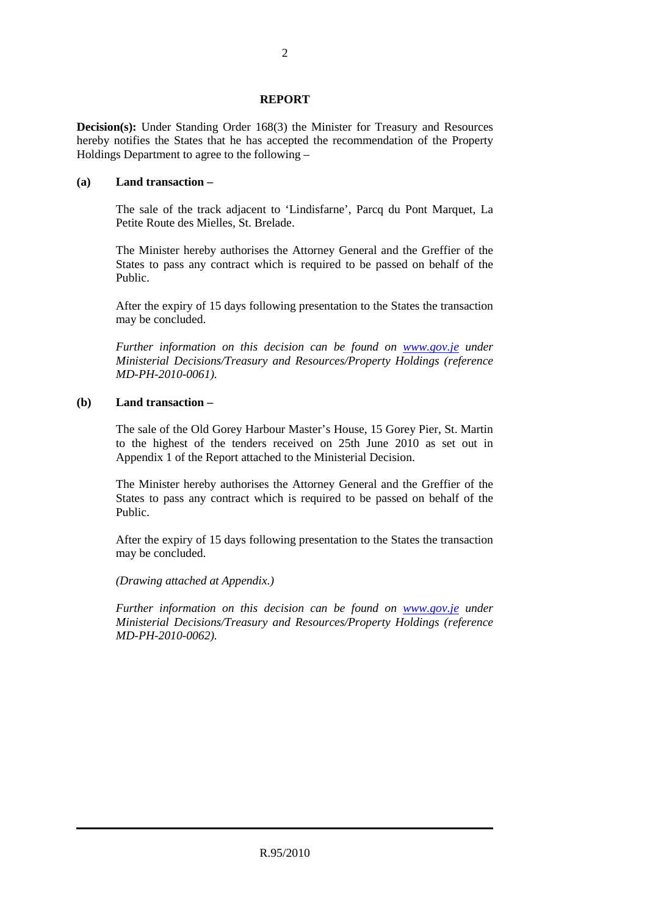## REPORT

**Decision(s):** Under Standing Order 168(3) the Minister for Treasury and Resources hereby notifies the States that he has accepted the recommendation of the Property Holdings Department to agree to the following –

**(a) Land transaction –**

The sale of the track adjacent to 'Lindisfarne', Parcq du Pont Marquet, La Petite Route des Mielles, St. Brelade.

The Minister hereby authorises the Attorney General and the Greffier of the States to pass any contract which is required to be passed on behalf of the Public.

After the expiry of 15 days following presentation to the States the transaction may be concluded.

*Further information on this decision can be found on [www.gov.je](http://www.gov.je) under Ministerial Decisions/Treasury and Resources/Property Holdings (reference MD-PH-2010-0061).*

**(b) Land transaction –**

The sale of the Old Gorey Harbour Master's House, 15 Gorey Pier, St. Martin to the highest of the tenders received on 25th June 2010 as set out in Appendix 1 of the Report attached to the Ministerial Decision.

The Minister hereby authorises the Attorney General and the Greffier of the States to pass any contract which is required to be passed on behalf of the Public.

After the expiry of 15 days following presentation to the States the transaction may be concluded.

*(Drawing attached at Appendix.)*

*Further information on this decision can be found on [www.gov.je](http://www.gov.je) under Ministerial Decisions/Treasury and Resources/Property Holdings (reference MD-PH-2010-0062).*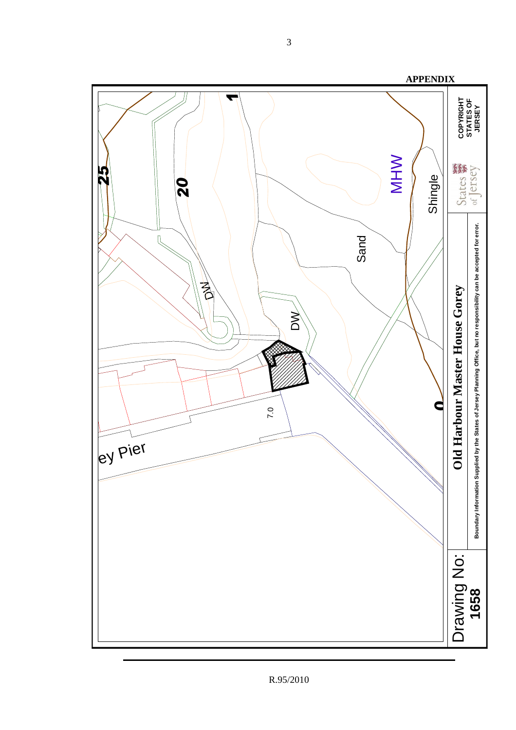**APPENDIX**

25

20

1

MHW

Shingle

Sand

DWI

DW

7.0

0

ey Pier

**COPYRIGHT STATES OF JERSEY**

States of Jersey

**Old Harbour Master House Gorey**

**Boundary Information Supplied by the States of Jersey Planning Office, but no responsibility can be accepted for error.**

Drawing No:
**1658**

R.95/2010